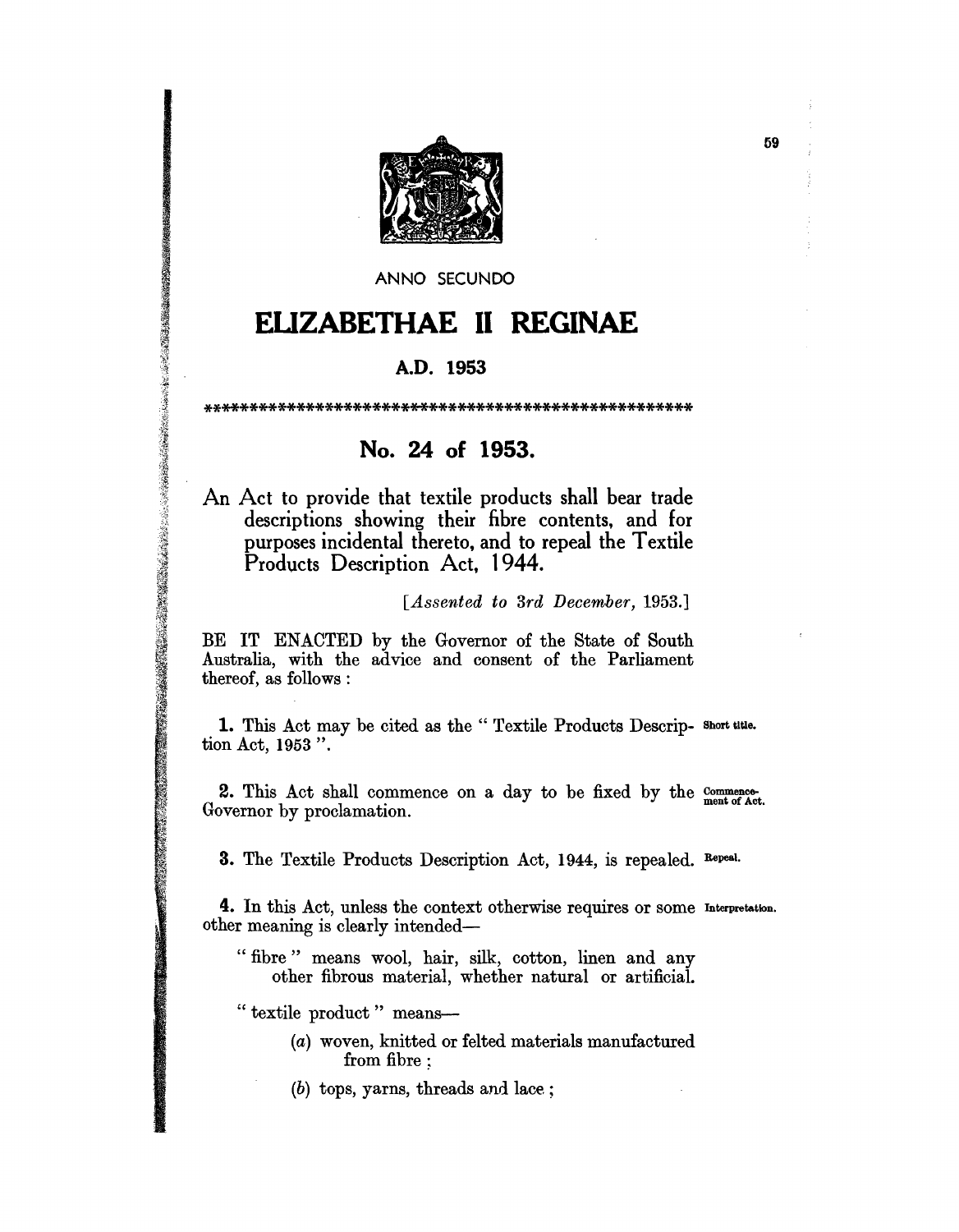ANNO SECUNDO

# ELIZABETHAE II REGINAE

### A.D. 1953

\*\*\*\*\*\*\*\*\*\*\*\*\*\*\*\*\*\*\*\*\*\*\*\*\*\*\*\*\*\*\*\*\*\*\*\*\*\*\*\*\*\*\*\*\*\*\*\*\*\*\*\*\*

## No. 24 of 1953.

An Act to provide that textile products shall bear trade descriptions showing their fibre contents, and for purposes incidental thereto, and to repeal the Textile Products Description Act, 1944.

[*Assented to 3rd December, 1953.*]

BE IT ENACTED by the Governor of the State of South Australia, with the advice and consent of the Parliament thereof, as follows:

**1.** This Act may be cited as the "Textile Products Description Act, 1953". *Short title.*

**2.** This Act shall commence on a day to be fixed by the Governor by proclamation. *Commencement of Act.*

**3.** The Textile Products Description Act, 1944, is repealed. *Repeal.*

**4.** In this Act, unless the context otherwise requires or some other meaning is clearly intended— *Interpretation.*

"fibre" means wool, hair, silk, cotton, linen and any other fibrous material, whether natural or artificial.

"textile product" means—

(*a*) woven, knitted or felted materials manufactured from fibre;

(*b*) tops, yarns, threads and lace;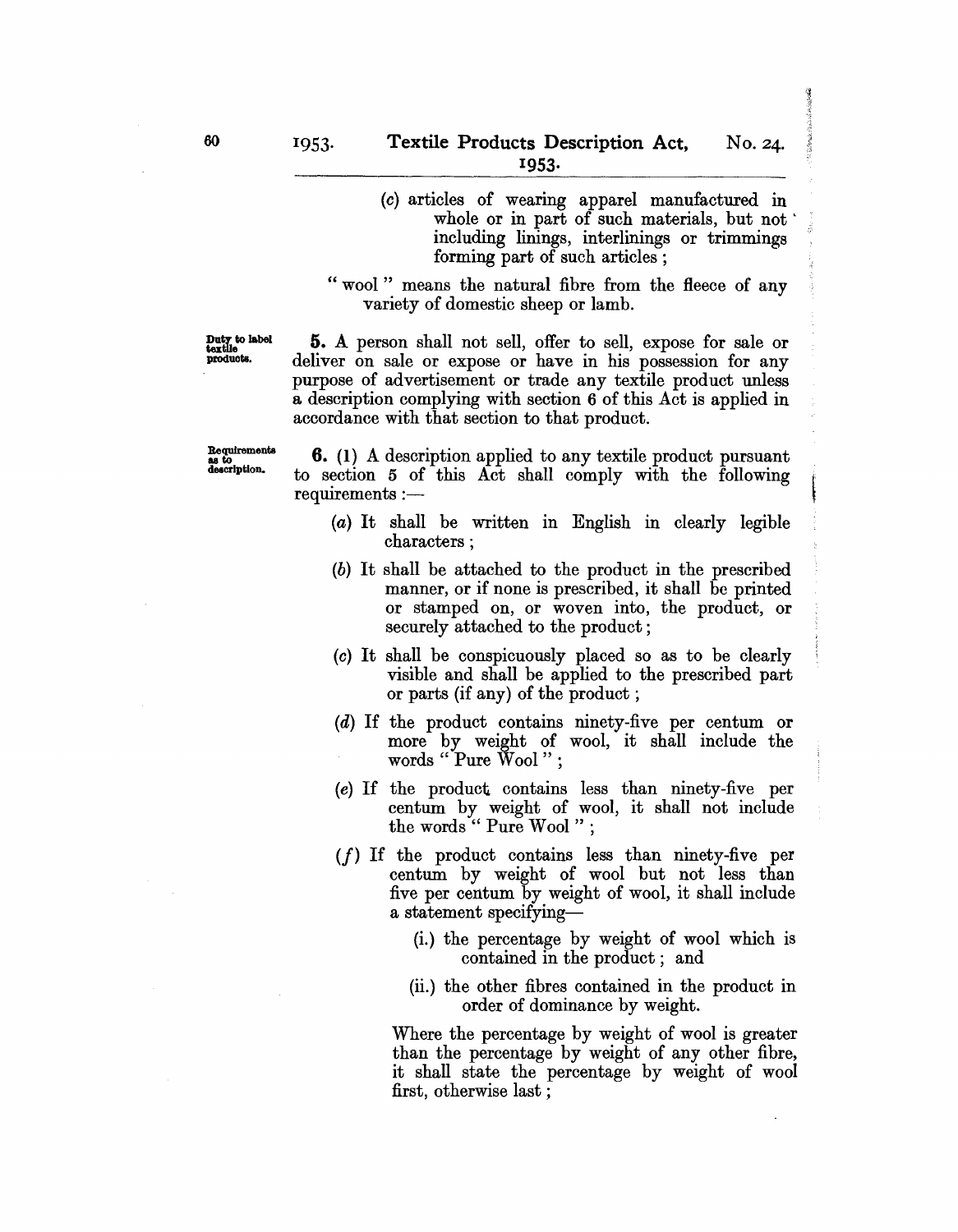(c) articles of wearing apparel manufactured in whole or in part of such materials, but not including linings, interlinings or trimmings forming part of such articles;

"wool" means the natural fibre from the fleece of any variety of domestic sheep or lamb.

**Duty to label textile products.**

**5.** A person shall not sell, offer to sell, expose for sale or deliver on sale or expose or have in his possession for any purpose of advertisement or trade any textile product unless a description complying with section 6 of this Act is applied in accordance with that section to that product.

**Requirements as to description.**

**6.** (1) A description applied to any textile product pursuant to section 5 of this Act shall comply with the following requirements:—

(a) It shall be written in English in clearly legible characters;

(b) It shall be attached to the product in the prescribed manner, or if none is prescribed, it shall be printed or stamped on, or woven into, the product, or securely attached to the product;

(c) It shall be conspicuously placed so as to be clearly visible and shall be applied to the prescribed part or parts (if any) of the product;

(d) If the product contains ninety-five per centum or more by weight of wool, it shall include the words "Pure Wool";

(e) If the product contains less than ninety-five per centum by weight of wool, it shall not include the words "Pure Wool";

(f) If the product contains less than ninety-five per centum by weight of wool but not less than five per centum by weight of wool, it shall include a statement specifying—

(i.) the percentage by weight of wool which is contained in the product; and

(ii.) the other fibres contained in the product in order of dominance by weight.

Where the percentage by weight of wool is greater than the percentage by weight of any other fibre, it shall state the percentage by weight of wool first, otherwise last;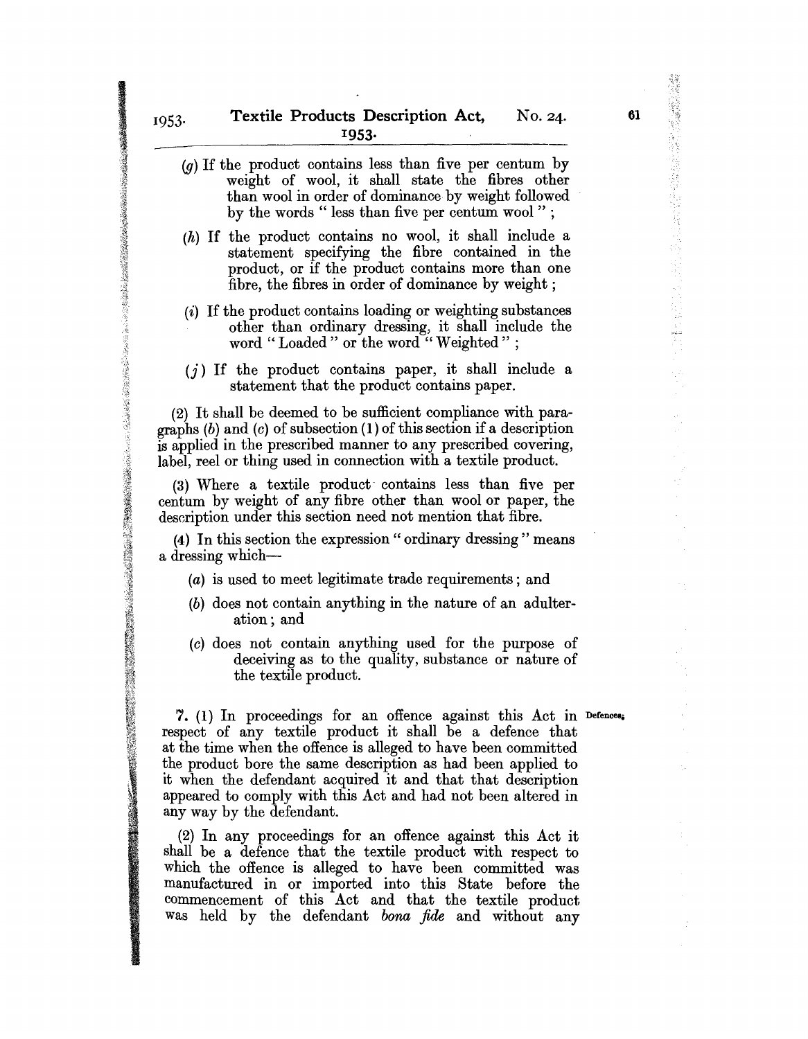(g) If the product contains less than five per centum by weight of wool, it shall state the fibres other than wool in order of dominance by weight followed by the words " less than five per centum wool " ;

(h) If the product contains no wool, it shall include a statement specifying the fibre contained in the product, or if the product contains more than one fibre, the fibres in order of dominance by weight ;

(i) If the product contains loading or weighting substances other than ordinary dressing, it shall include the word " Loaded " or the word " Weighted " ;

(j) If the product contains paper, it shall include a statement that the product contains paper.

(2) It shall be deemed to be sufficient compliance with paragraphs (b) and (c) of subsection (1) of this section if a description is applied in the prescribed manner to any prescribed covering, label, reel or thing used in connection with a textile product.

(3) Where a textile product contains less than five per centum by weight of any fibre other than wool or paper, the description under this section need not mention that fibre.

(4) In this section the expression " ordinary dressing " means a dressing which—

(a) is used to meet legitimate trade requirements ; and

(b) does not contain anything in the nature of an adulteration ; and

(c) does not contain anything used for the purpose of deceiving as to the quality, substance or nature of the textile product.

**Defences.**

7. (1) In proceedings for an offence against this Act in respect of any textile product it shall be a defence that at the time when the offence is alleged to have been committed the product bore the same description as had been applied to it when the defendant acquired it and that that description appeared to comply with this Act and had not been altered in any way by the defendant.

(2) In any proceedings for an offence against this Act it shall be a defence that the textile product with respect to which the offence is alleged to have been committed was manufactured in or imported into this State before the commencement of this Act and that the textile product was held by the defendant *bona fide* and without any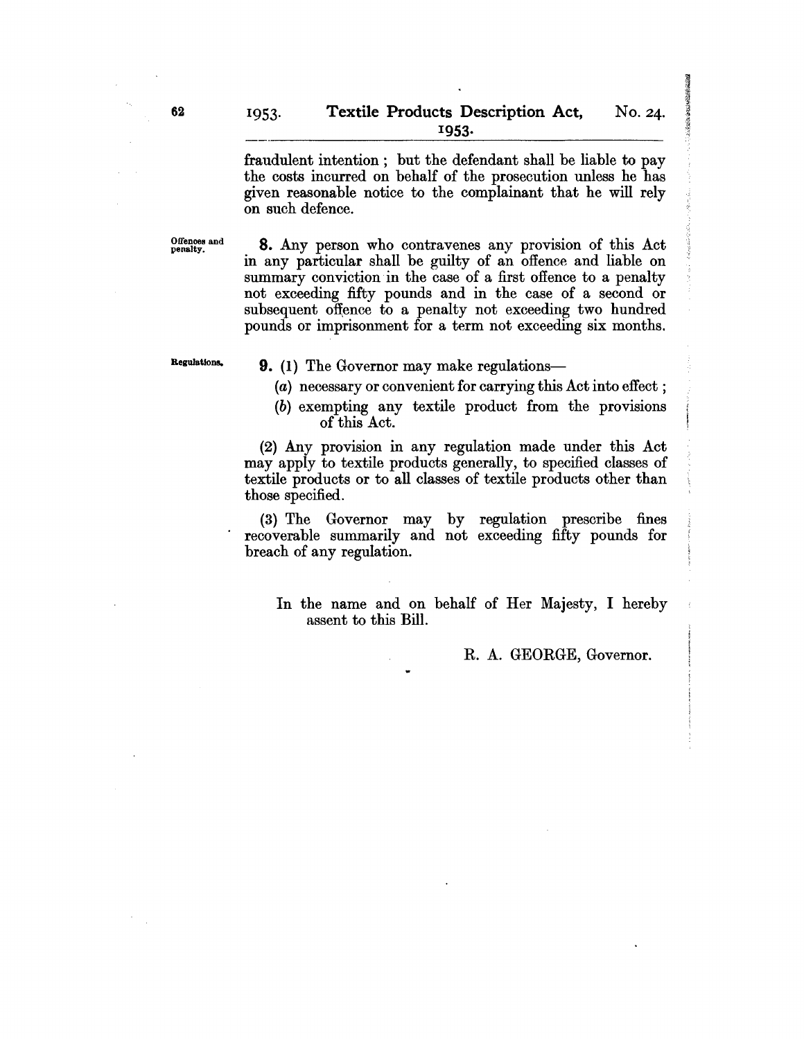fraudulent intention; but the defendant shall be liable to pay the costs incurred on behalf of the prosecution unless he has given reasonable notice to the complainant that he will rely on such defence.

Offences and penalty.

**8.** Any person who contravenes any provision of this Act in any particular shall be guilty of an offence and liable on summary conviction in the case of a first offence to a penalty not exceeding fifty pounds and in the case of a second or subsequent offence to a penalty not exceeding two hundred pounds or imprisonment for a term not exceeding six months.

Regulations.

**9.** (1) The Governor may make regulations—

(*a*) necessary or convenient for carrying this Act into effect;

(*b*) exempting any textile product from the provisions of this Act.

(2) Any provision in any regulation made under this Act may apply to textile products generally, to specified classes of textile products or to all classes of textile products other than those specified.

(3) The Governor may by regulation prescribe fines recoverable summarily and not exceeding fifty pounds for breach of any regulation.

In the name and on behalf of Her Majesty, I hereby assent to this Bill.

R. A. GEORGE, Governor.